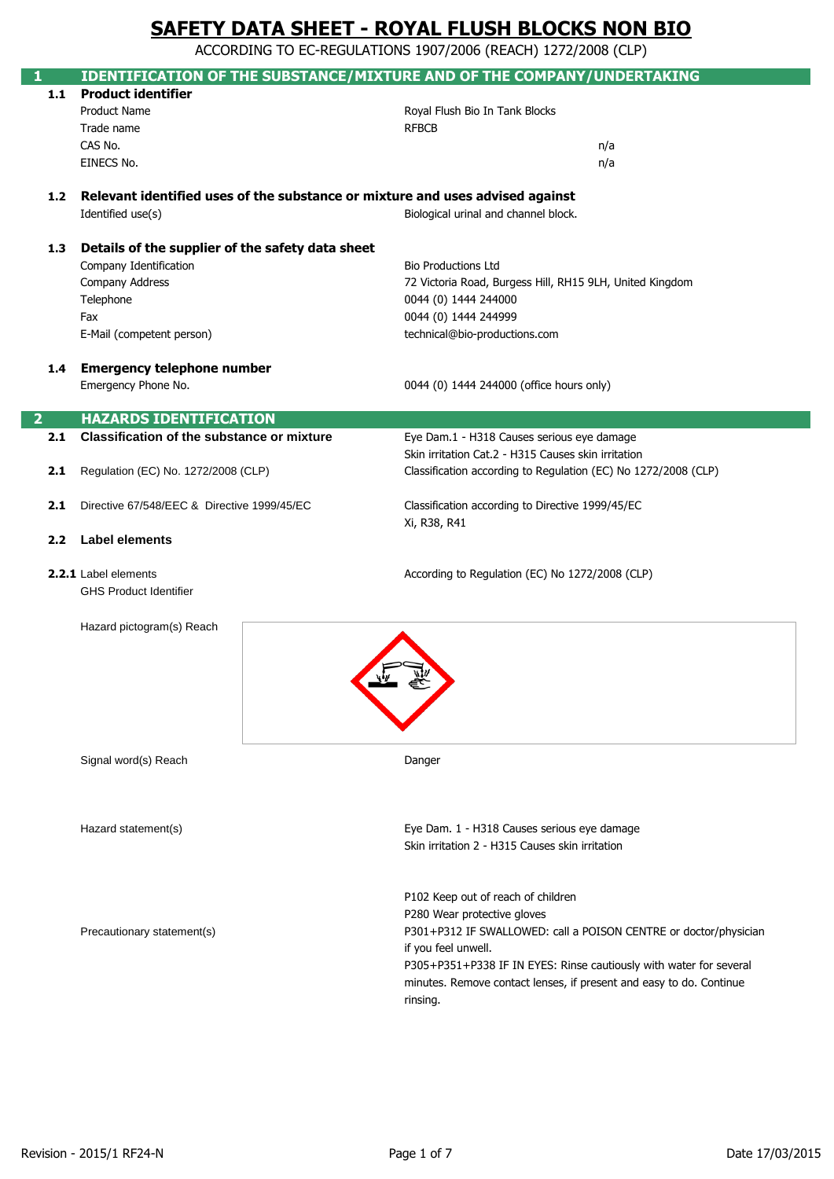# SAFETY DATA SHEET - ROYAL FLUSH BLOCKS NON BIO

ACCORDING TO EC-REGULATIONS 1907/2006 (REACH) 1272/2008 (CLP)

## 1 IDENTIFICATION OF THE SUBSTANCE/MIXTURE AND OF THE COMPANY/UNDERTAKING

### 1.1 Product identifier

| | |
|---|---|
| Product Name | Royal Flush Bio In Tank Blocks |
| Trade name | RFBCB |
| CAS No. | n/a |
| EINECS No. | n/a |

### 1.2 Relevant identified uses of the substance or mixture and uses advised against

| | |
|---|---|
| Identified use(s) | Biological urinal and channel block. |

### 1.3 Details of the supplier of the safety data sheet

| | |
|---|---|
| Company Identification | Bio Productions Ltd |
| Company Address | 72 Victoria Road, Burgess Hill, RH15 9LH, United Kingdom |
| Telephone | 0044 (0) 1444 244000 |
| Fax | 0044 (0) 1444 244999 |
| E-Mail (competent person) | technical@bio-productions.com |

### 1.4 Emergency telephone number

| | |
|---|---|
| Emergency Phone No. | 0044 (0) 1444 244000 (office hours only) |

## 2 HAZARDS IDENTIFICATION

| | | |
|---|---|---|
| **2.1** | **Classification of the substance or mixture** | Eye Dam.1 - H318 Causes serious eye damage<br>Skin irritation Cat.2 - H315 Causes skin irritation |
| **2.1** | Regulation (EC) No. 1272/2008 (CLP) | Classification according to Regulation (EC) No 1272/2008 (CLP) |
| **2.1** | Directive 67/548/EEC & Directive 1999/45/EC | Classification according to Directive 1999/45/EC<br>Xi, R38, R41 |

### 2.2 Label elements

**2.2.1** Label elements — According to Regulation (EC) No 1272/2008 (CLP)

GHS Product Identifier

Hazard pictogram(s) Reach

Signal word(s) Reach: Danger

Hazard statement(s):

Eye Dam. 1 - H318 Causes serious eye damage
Skin irritation 2 - H315 Causes skin irritation

Precautionary statement(s):

P102 Keep out of reach of children
P280 Wear protective gloves
P301+P312 IF SWALLOWED: call a POISON CENTRE or doctor/physician if you feel unwell.
P305+P351+P338 IF IN EYES: Rinse cautiously with water for several minutes. Remove contact lenses, if present and easy to do. Continue rinsing.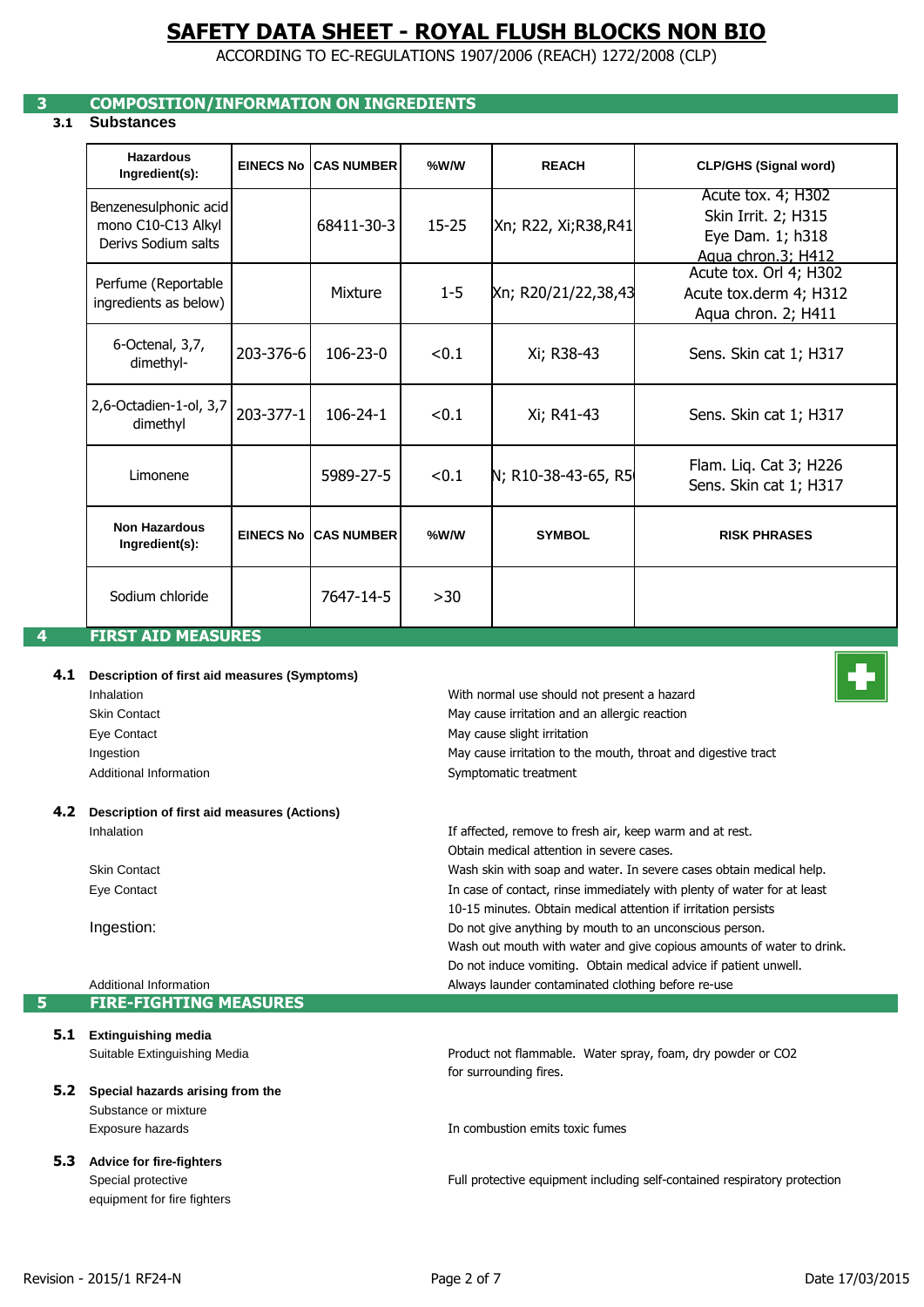# SAFETY DATA SHEET - ROYAL FLUSH BLOCKS NON BIO

ACCORDING TO EC-REGULATIONS 1907/2006 (REACH) 1272/2008 (CLP)

## 3 COMPOSITION/INFORMATION ON INGREDIENTS

### 3.1 Substances

| Hazardous Ingredient(s): | EINECS No | CAS NUMBER | %W/W | REACH | CLP/GHS (Signal word) |
|---|---|---|---|---|---|
| Benzenesulphonic acid mono C10-C13 Alkyl Derivs Sodium salts | | 68411-30-3 | 15-25 | Xn; R22, Xi;R38,R41 | Acute tox. 4; H302<br>Skin Irrit. 2; H315<br>Eye Dam. 1; h318<br>Aqua chron.3; H412 |
| Perfume (Reportable ingredients as below) | | Mixture | 1-5 | Xn; R20/21/22,38,43 | Acute tox. Orl 4; H302<br>Acute tox.derm 4; H312<br>Aqua chron. 2; H411 |
| 6-Octenal, 3,7, dimethyl- | 203-376-6 | 106-23-0 | <0.1 | Xi; R38-43 | Sens. Skin cat 1; H317 |
| 2,6-Octadien-1-ol, 3,7 dimethyl | 203-377-1 | 106-24-1 | <0.1 | Xi; R41-43 | Sens. Skin cat 1; H317 |
| Limonene | | 5989-27-5 | <0.1 | N; R10-38-43-65, R5 | Flam. Liq. Cat 3; H226<br>Sens. Skin cat 1; H317 |
| **Non Hazardous Ingredient(s):** | **EINECS No** | **CAS NUMBER** | **%W/W** | **SYMBOL** | **RISK PHRASES** |
| Sodium chloride | | 7647-14-5 | >30 | | |

## 4 FIRST AID MEASURES

### 4.1 Description of first aid measures (Symptoms)

| | |
|---|---|
| Inhalation | With normal use should not present a hazard |
| Skin Contact | May cause irritation and an allergic reaction |
| Eye Contact | May cause slight irritation |
| Ingestion | May cause irritation to the mouth, throat and digestive tract |
| Additional Information | Symptomatic treatment |

### 4.2 Description of first aid measures (Actions)

| | |
|---|---|
| Inhalation | If affected, remove to fresh air, keep warm and at rest. Obtain medical attention in severe cases. |
| Skin Contact | Wash skin with soap and water. In severe cases obtain medical help. |
| Eye Contact | In case of contact, rinse immediately with plenty of water for at least 10-15 minutes. Obtain medical attention if irritation persists |
| Ingestion: | Do not give anything by mouth to an unconscious person. Wash out mouth with water and give copious amounts of water to drink. Do not induce vomiting. Obtain medical advice if patient unwell. |
| Additional Information | Always launder contaminated clothing before re-use |

## 5 FIRE-FIGHTING MEASURES

### 5.1 Extinguishing media

| | |
|---|---|
| Suitable Extinguishing Media | Product not flammable. Water spray, foam, dry powder or CO2 for surrounding fires. |

### 5.2 Special hazards arising from the Substance or mixture

| | |
|---|---|
| Exposure hazards | In combustion emits toxic fumes |

### 5.3 Advice for fire-fighters

| | |
|---|---|
| Special protective equipment for fire fighters | Full protective equipment including self-contained respiratory protection |

Revision - 2015/1 RF24-N

Date 17/03/2015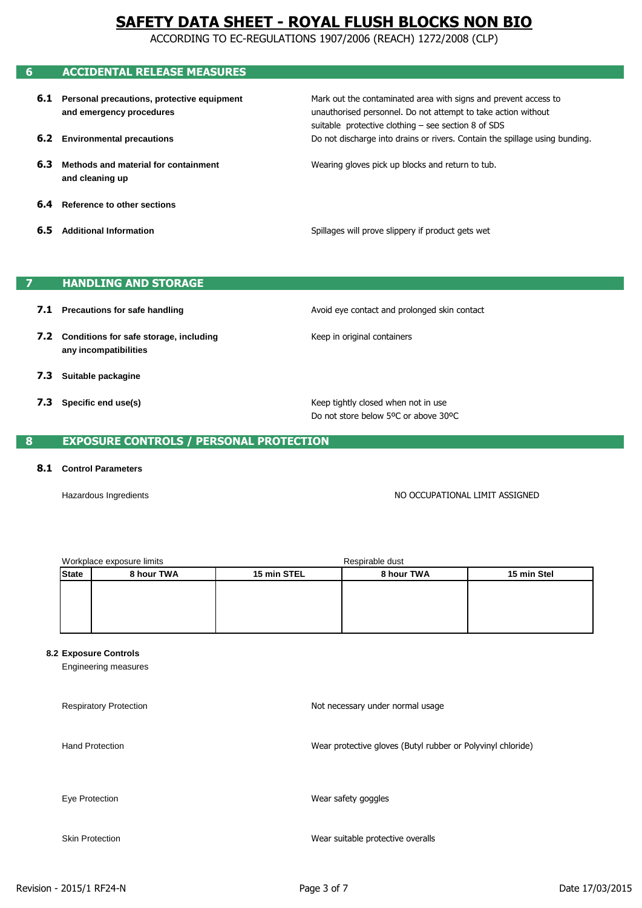# SAFETY DATA SHEET - ROYAL FLUSH BLOCKS NON BIO

ACCORDING TO EC-REGULATIONS 1907/2006 (REACH) 1272/2008 (CLP)

## 6 ACCIDENTAL RELEASE MEASURES

**6.1 Personal precautions, protective equipment and emergency procedures**

Mark out the contaminated area with signs and prevent access to unauthorised personnel. Do not attempt to take action without suitable protective clothing – see section 8 of SDS

**6.2 Environmental precautions**

Do not discharge into drains or rivers. Contain the spillage using bunding.

**6.3 Methods and material for containment and cleaning up**

Wearing gloves pick up blocks and return to tub.

**6.4 Reference to other sections**

**6.5 Additional Information**

Spillages will prove slippery if product gets wet

## 7 HANDLING AND STORAGE

**7.1 Precautions for safe handling**

Avoid eye contact and prolonged skin contact

**7.2 Conditions for safe storage, including any incompatibilities**

Keep in original containers

**7.3 Suitable packagine**

**7.3 Specific end use(s)**

Keep tightly closed when not in use
Do not store below 5ºC or above 30ºC

## 8 EXPOSURE CONTROLS / PERSONAL PROTECTION

**8.1 Control Parameters**

Hazardous Ingredients — NO OCCUPATIONAL LIMIT ASSIGNED

| | Workplace exposure limits | | Respirable dust | |
|---|---|---|---|---|
| **State** | **8 hour TWA** | **15 min STEL** | **8 hour TWA** | **15 min Stel** |
| | | | | |

**8.2 Exposure Controls**

Engineering measures

Respiratory Protection — Not necessary under normal usage

Hand Protection — Wear protective gloves (Butyl rubber or Polyvinyl chloride)

Eye Protection — Wear safety goggles

Skin Protection — Wear suitable protective overalls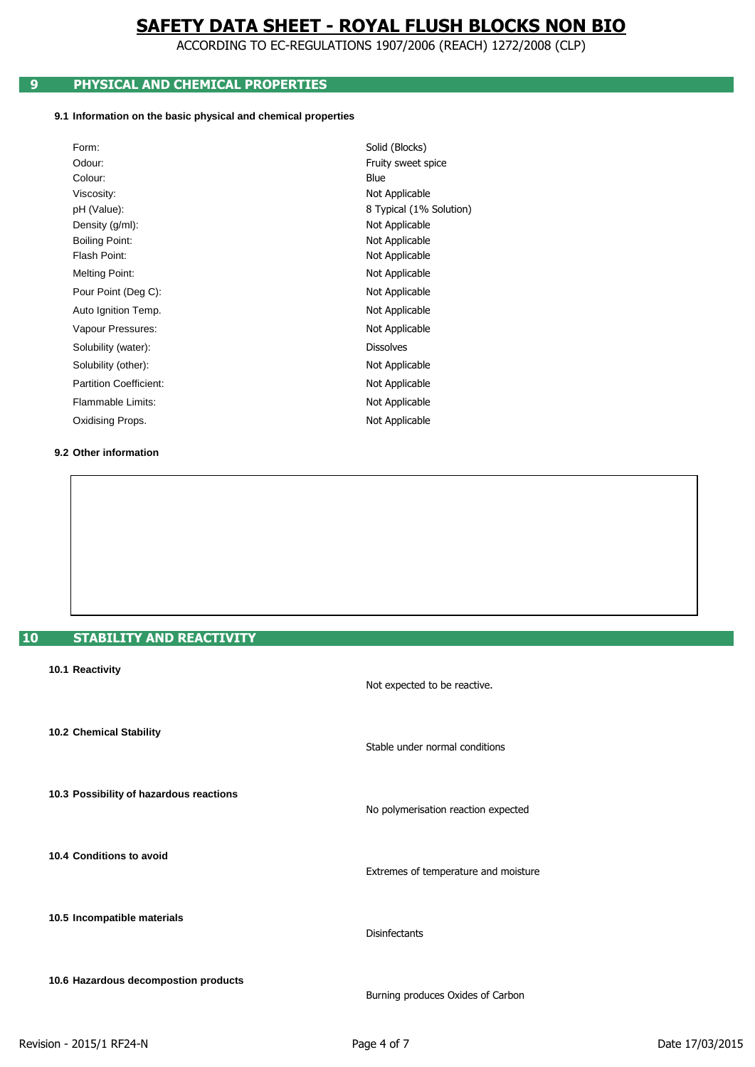# SAFETY DATA SHEET - ROYAL FLUSH BLOCKS NON BIO

ACCORDING TO EC-REGULATIONS 1907/2006 (REACH) 1272/2008 (CLP)

## 9 PHYSICAL AND CHEMICAL PROPERTIES

### 9.1 Information on the basic physical and chemical properties

| Property | Value |
|---|---|
| Form: | Solid (Blocks) |
| Odour: | Fruity sweet spice |
| Colour: | Blue |
| Viscosity: | Not Applicable |
| pH (Value): | 8 Typical (1% Solution) |
| Density (g/ml): | Not Applicable |
| Boiling Point: | Not Applicable |
| Flash Point: | Not Applicable |
| Melting Point: | Not Applicable |
| Pour Point (Deg C): | Not Applicable |
| Auto Ignition Temp. | Not Applicable |
| Vapour Pressures: | Not Applicable |
| Solubility (water): | Dissolves |
| Solubility (other): | Not Applicable |
| Partition Coefficient: | Not Applicable |
| Flammable Limits: | Not Applicable |
| Oxidising Props. | Not Applicable |

### 9.2 Other information

## 10 STABILITY AND REACTIVITY

**10.1 Reactivity**

Not expected to be reactive.

**10.2 Chemical Stability**

Stable under normal conditions

**10.3 Possibility of hazardous reactions**

No polymerisation reaction expected

**10.4 Conditions to avoid**

Extremes of temperature and moisture

**10.5 Incompatible materials**

Disinfectants

**10.6 Hazardous decompostion products**

Burning produces Oxides of Carbon

Revision - 2015/1 RF24-N

Date 17/03/2015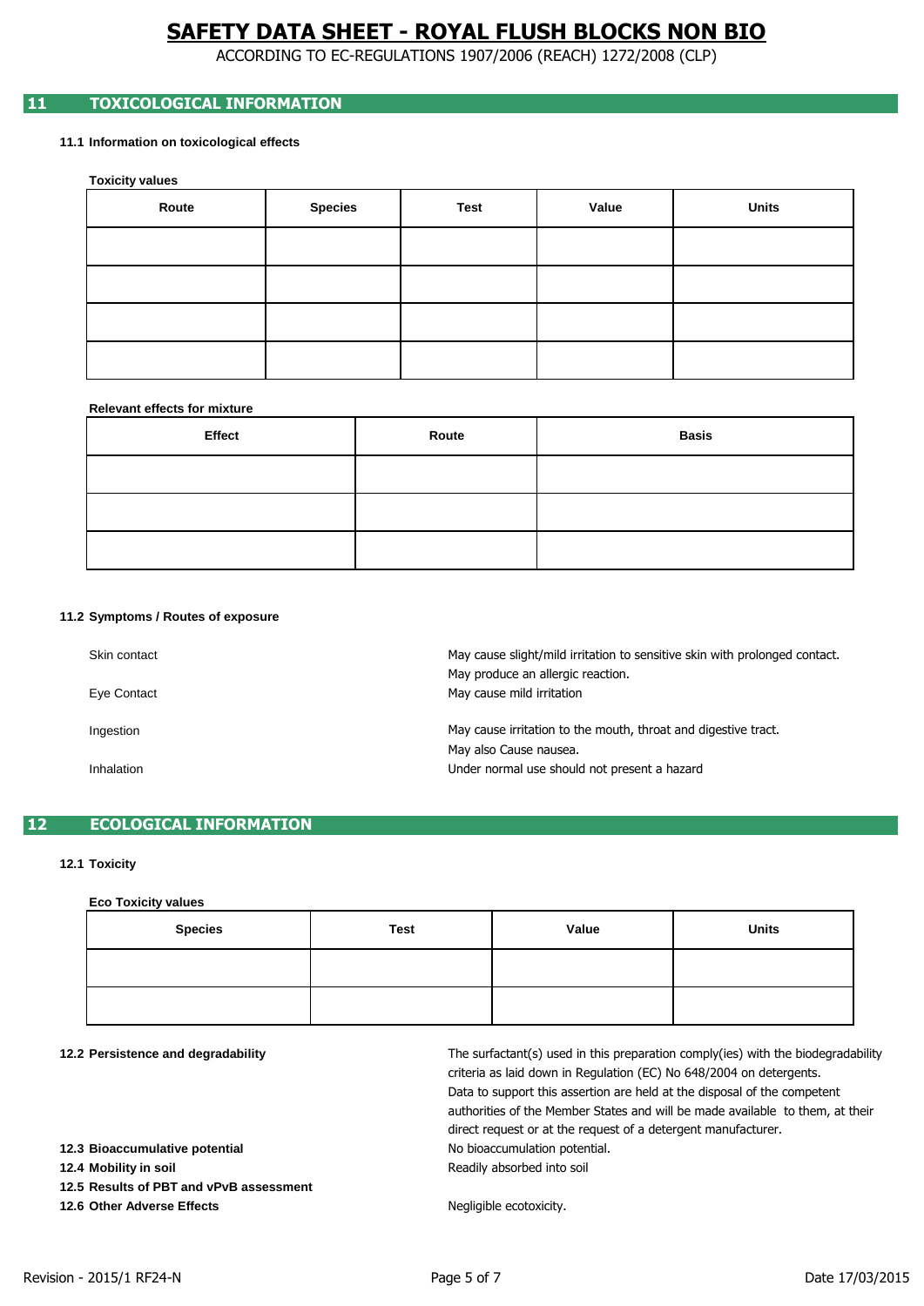# SAFETY DATA SHEET - ROYAL FLUSH BLOCKS NON BIO

ACCORDING TO EC-REGULATIONS 1907/2006 (REACH) 1272/2008 (CLP)

## 11 TOXICOLOGICAL INFORMATION

### 11.1 Information on toxicological effects

**Toxicity values**

| Route | Species | Test | Value | Units |
|---|---|---|---|---|
| | | | | |
| | | | | |
| | | | | |
| | | | | |

**Relevant effects for mixture**

| Effect | Route | Basis |
|---|---|---|
| | | |
| | | |
| | | |

### 11.2 Symptoms / Routes of exposure

| | |
|---|---|
| Skin contact | May cause slight/mild irritation to sensitive skin with prolonged contact. May produce an allergic reaction. |
| Eye Contact | May cause mild irritation |
| Ingestion | May cause irritation to the mouth, throat and digestive tract. May also Cause nausea. |
| Inhalation | Under normal use should not present a hazard |

## 12 ECOLOGICAL INFORMATION

### 12.1 Toxicity

**Eco Toxicity values**

| Species | Test | Value | Units |
|---|---|---|---|
| | | | |
| | | | |

**12.2 Persistence and degradability**

The surfactant(s) used in this preparation comply(ies) with the biodegradability criteria as laid down in Regulation (EC) No 648/2004 on detergents. Data to support this assertion are held at the disposal of the competent authorities of the Member States and will be made available to them, at their direct request or at the request of a detergent manufacturer.

**12.3 Bioaccumulative potential**

No bioaccumulation potential.

**12.4 Mobility in soil**

Readily absorbed into soil

**12.5 Results of PBT and vPvB assessment**

**12.6 Other Adverse Effects**

Negligible ecotoxicity.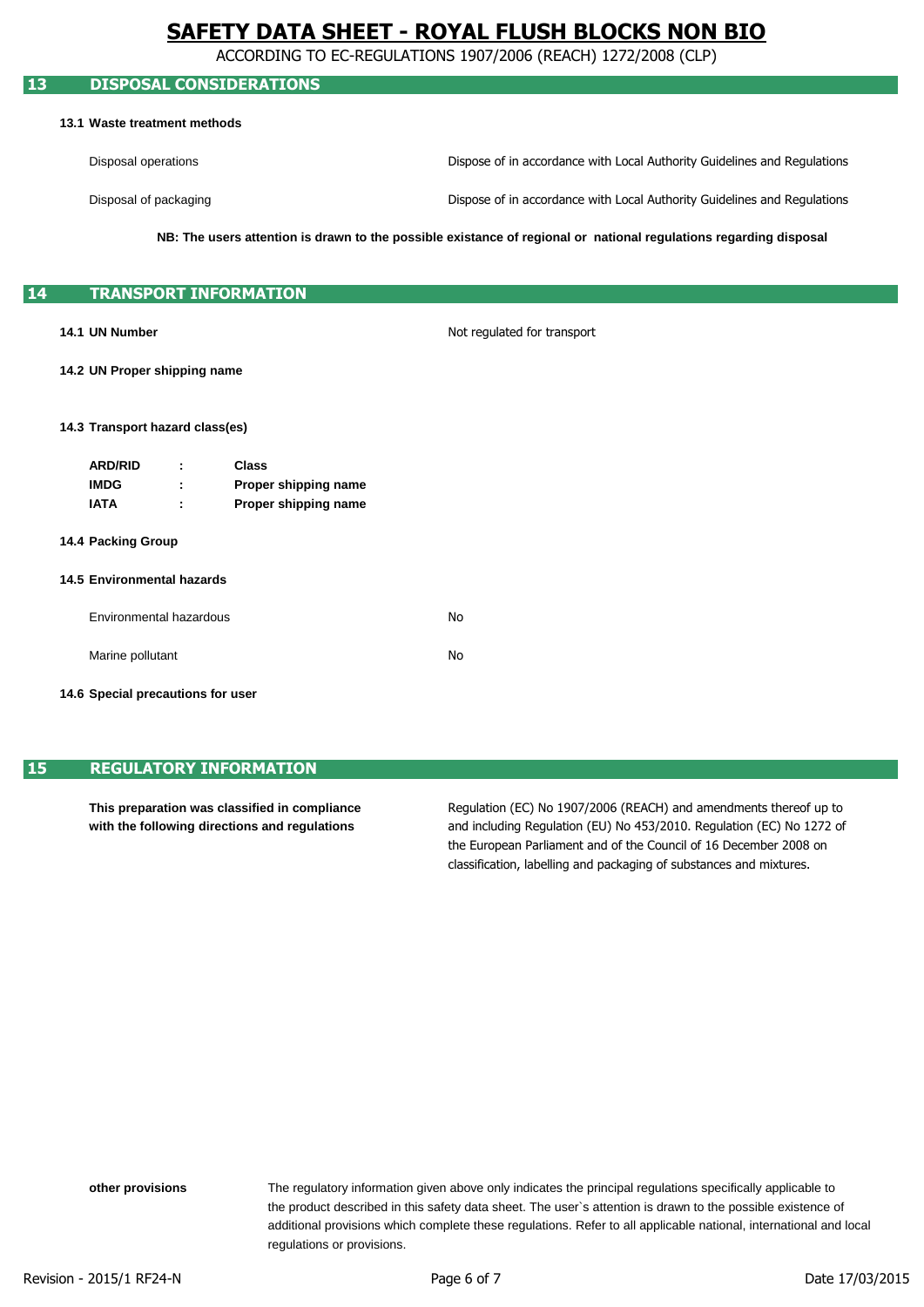## 13 DISPOSAL CONSIDERATIONS

**13.1 Waste treatment methods**

| | |
|---|---|
| Disposal operations | Dispose of in accordance with Local Authority Guidelines and Regulations |
| Disposal of packaging | Dispose of in accordance with Local Authority Guidelines and Regulations |

**NB: The users attention is drawn to the possible existance of regional or national regulations regarding disposal**

## 14 TRANSPORT INFORMATION

**14.1 UN Number** Not regulated for transport

**14.2 UN Proper shipping name**

**14.3 Transport hazard class(es)**

| | | |
|---|---|---|
| **ARD/RID** | **:** | **Class** |
| **IMDG** | **:** | **Proper shipping name** |
| **IATA** | **:** | **Proper shipping name** |

**14.4 Packing Group**

**14.5 Environmental hazards**

| | |
|---|---|
| Environmental hazardous | No |
| Marine pollutant | No |

**14.6 Special precautions for user**

## 15 REGULATORY INFORMATION

**This preparation was classified in compliance with the following directions and regulations**

Regulation (EC) No 1907/2006 (REACH) and amendments thereof up to and including Regulation (EU) No 453/2010. Regulation (EC) No 1272 of the European Parliament and of the Council of 16 December 2008 on classification, labelling and packaging of substances and mixtures.

**other provisions**

The regulatory information given above only indicates the principal regulations specifically applicable to the product described in this safety data sheet. The user`s attention is drawn to the possible existence of additional provisions which complete these regulations. Refer to all applicable national, international and local regulations or provisions.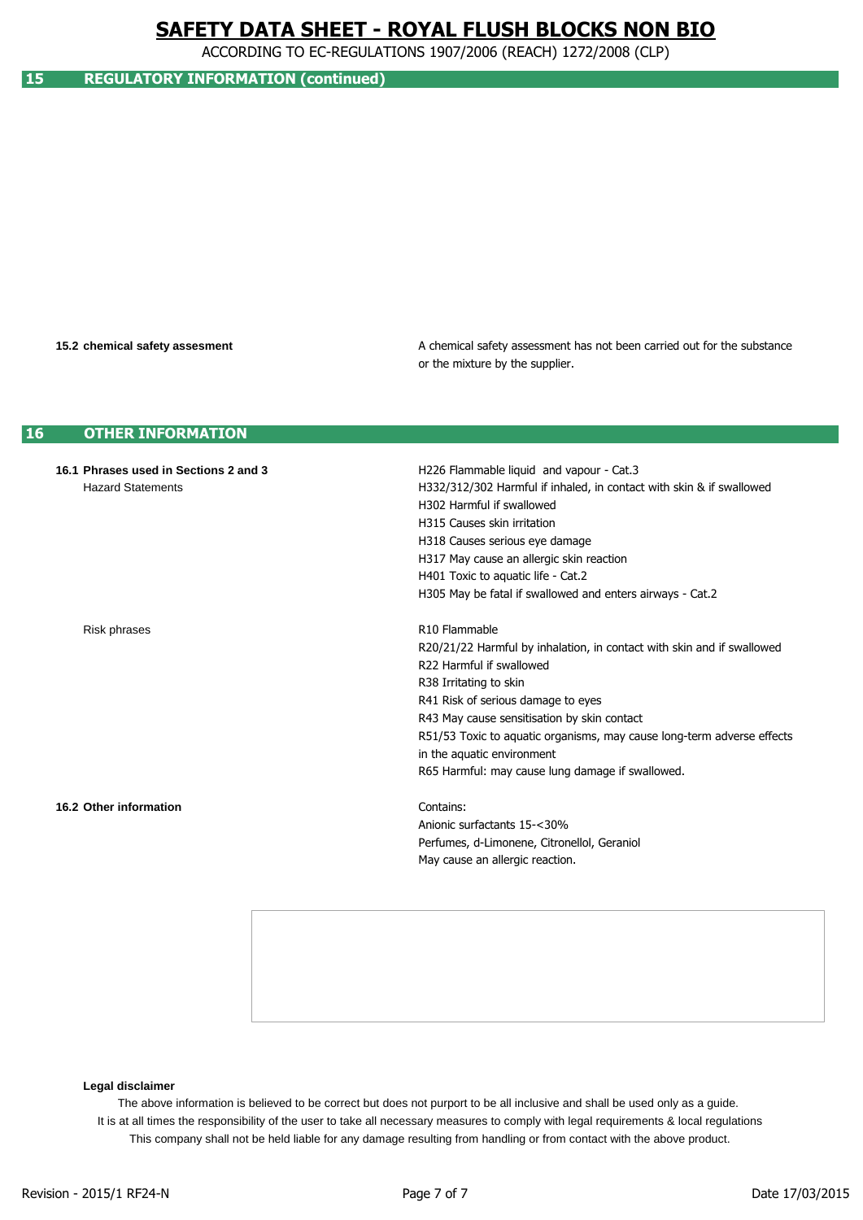## 15 REGULATORY INFORMATION (continued)

**15.2 chemical safety assesment**

A chemical safety assessment has not been carried out for the substance or the mixture by the supplier.

## 16 OTHER INFORMATION

**16.1 Phrases used in Sections 2 and 3**

Hazard Statements

H226 Flammable liquid and vapour - Cat.3
H332/312/302 Harmful if inhaled, in contact with skin & if swallowed
H302 Harmful if swallowed
H315 Causes skin irritation
H318 Causes serious eye damage
H317 May cause an allergic skin reaction
H401 Toxic to aquatic life - Cat.2
H305 May be fatal if swallowed and enters airways - Cat.2

Risk phrases

R10 Flammable
R20/21/22 Harmful by inhalation, in contact with skin and if swallowed
R22 Harmful if swallowed
R38 Irritating to skin
R41 Risk of serious damage to eyes
R43 May cause sensitisation by skin contact
R51/53 Toxic to aquatic organisms, may cause long-term adverse effects in the aquatic environment
R65 Harmful: may cause lung damage if swallowed.

**16.2 Other information**

Contains:
Anionic surfactants 15-<30%
Perfumes, d-Limonene, Citronellol, Geraniol
May cause an allergic reaction.

**Legal disclaimer**

The above information is believed to be correct but does not purport to be all inclusive and shall be used only as a guide.
It is at all times the responsibility of the user to take all necessary measures to comply with legal requirements & local regulations
This company shall not be held liable for any damage resulting from handling or from contact with the above product.

Revision - 2015/1 RF24-N

Date 17/03/2015